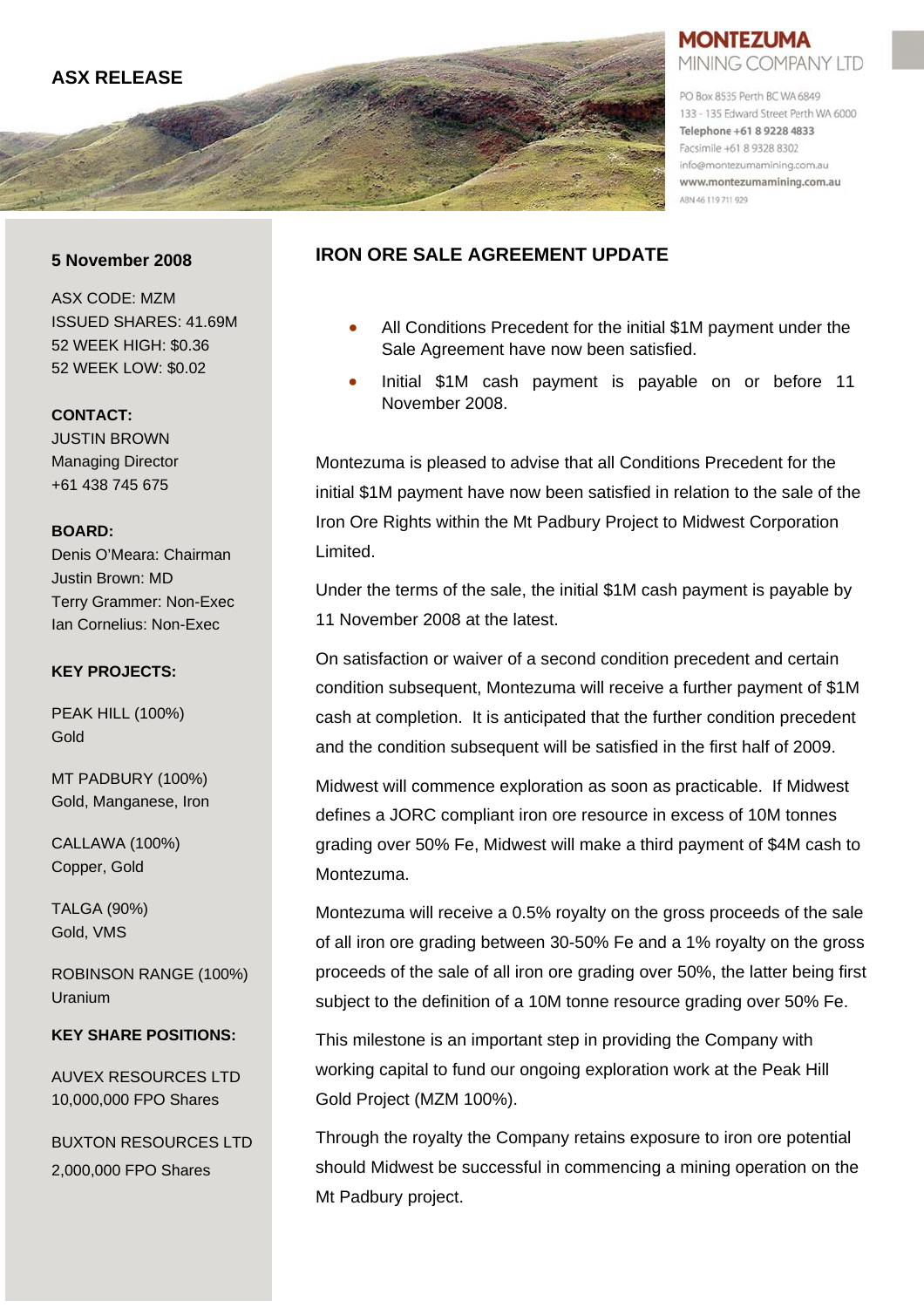**ASX RELEASE**

**MONTEZUMA**
MINING COMPANY LTD

PO Box 8535 Perth BC WA 6849
133 - 135 Edward Street Perth WA 6000
**Telephone +61 8 9228 4833**
Facsimile +61 8 9328 8302
info@montezumamining.com.au
**www.montezumamining.com.au**
ABN 46 119 711 929

**5 November 2008**

ASX CODE: MZM
ISSUED SHARES: 41.69M
52 WEEK HIGH: $0.36
52 WEEK LOW: $0.02

**CONTACT:**
JUSTIN BROWN
Managing Director
+61 438 745 675

**BOARD:**
Denis O'Meara: Chairman
Justin Brown: MD
Terry Grammer: Non-Exec
Ian Cornelius: Non-Exec

**KEY PROJECTS:**

PEAK HILL (100%)
Gold

MT PADBURY (100%)
Gold, Manganese, Iron

CALLAWA (100%)
Copper, Gold

TALGA (90%)
Gold, VMS

ROBINSON RANGE (100%)
Uranium

**KEY SHARE POSITIONS:**

AUVEX RESOURCES LTD
10,000,000 FPO Shares

BUXTON RESOURCES LTD
2,000,000 FPO Shares

## IRON ORE SALE AGREEMENT UPDATE

- All Conditions Precedent for the initial $1M payment under the Sale Agreement have now been satisfied.
- Initial $1M cash payment is payable on or before 11 November 2008.

Montezuma is pleased to advise that all Conditions Precedent for the initial $1M payment have now been satisfied in relation to the sale of the Iron Ore Rights within the Mt Padbury Project to Midwest Corporation Limited.

Under the terms of the sale, the initial $1M cash payment is payable by 11 November 2008 at the latest.

On satisfaction or waiver of a second condition precedent and certain condition subsequent, Montezuma will receive a further payment of $1M cash at completion. It is anticipated that the further condition precedent and the condition subsequent will be satisfied in the first half of 2009.

Midwest will commence exploration as soon as practicable. If Midwest defines a JORC compliant iron ore resource in excess of 10M tonnes grading over 50% Fe, Midwest will make a third payment of $4M cash to Montezuma.

Montezuma will receive a 0.5% royalty on the gross proceeds of the sale of all iron ore grading between 30-50% Fe and a 1% royalty on the gross proceeds of the sale of all iron ore grading over 50%, the latter being first subject to the definition of a 10M tonne resource grading over 50% Fe.

This milestone is an important step in providing the Company with working capital to fund our ongoing exploration work at the Peak Hill Gold Project (MZM 100%).

Through the royalty the Company retains exposure to iron ore potential should Midwest be successful in commencing a mining operation on the Mt Padbury project.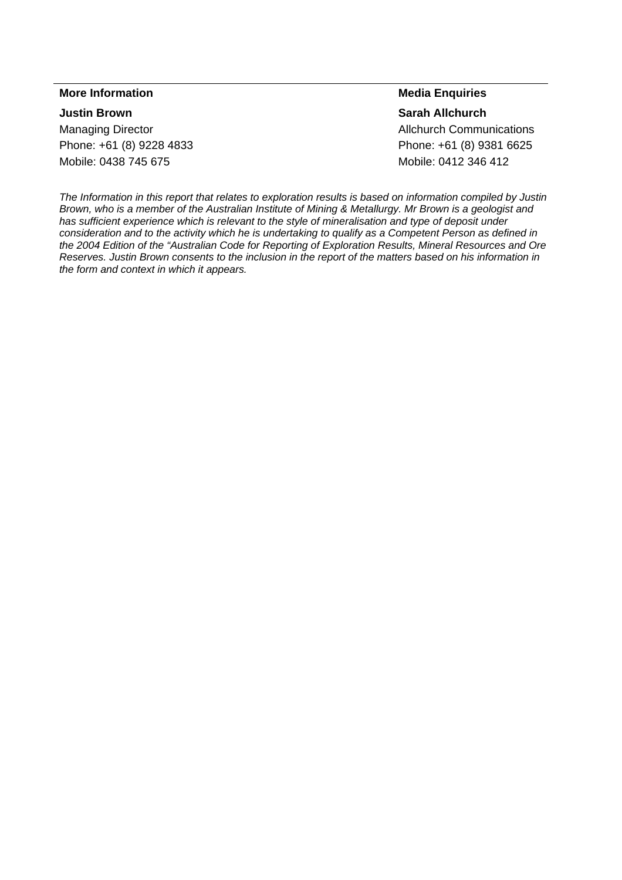| **More Information** | **Media Enquiries** |
| --- | --- |
| **Justin Brown** | **Sarah Allchurch** |
| Managing Director | Allchurch Communications |
| Phone: +61 (8) 9228 4833 | Phone: +61 (8) 9381 6625 |
| Mobile: 0438 745 675 | Mobile: 0412 346 412 |

*The Information in this report that relates to exploration results is based on information compiled by Justin Brown, who is a member of the Australian Institute of Mining & Metallurgy. Mr Brown is a geologist and has sufficient experience which is relevant to the style of mineralisation and type of deposit under consideration and to the activity which he is undertaking to qualify as a Competent Person as defined in the 2004 Edition of the "Australian Code for Reporting of Exploration Results, Mineral Resources and Ore Reserves. Justin Brown consents to the inclusion in the report of the matters based on his information in the form and context in which it appears.*